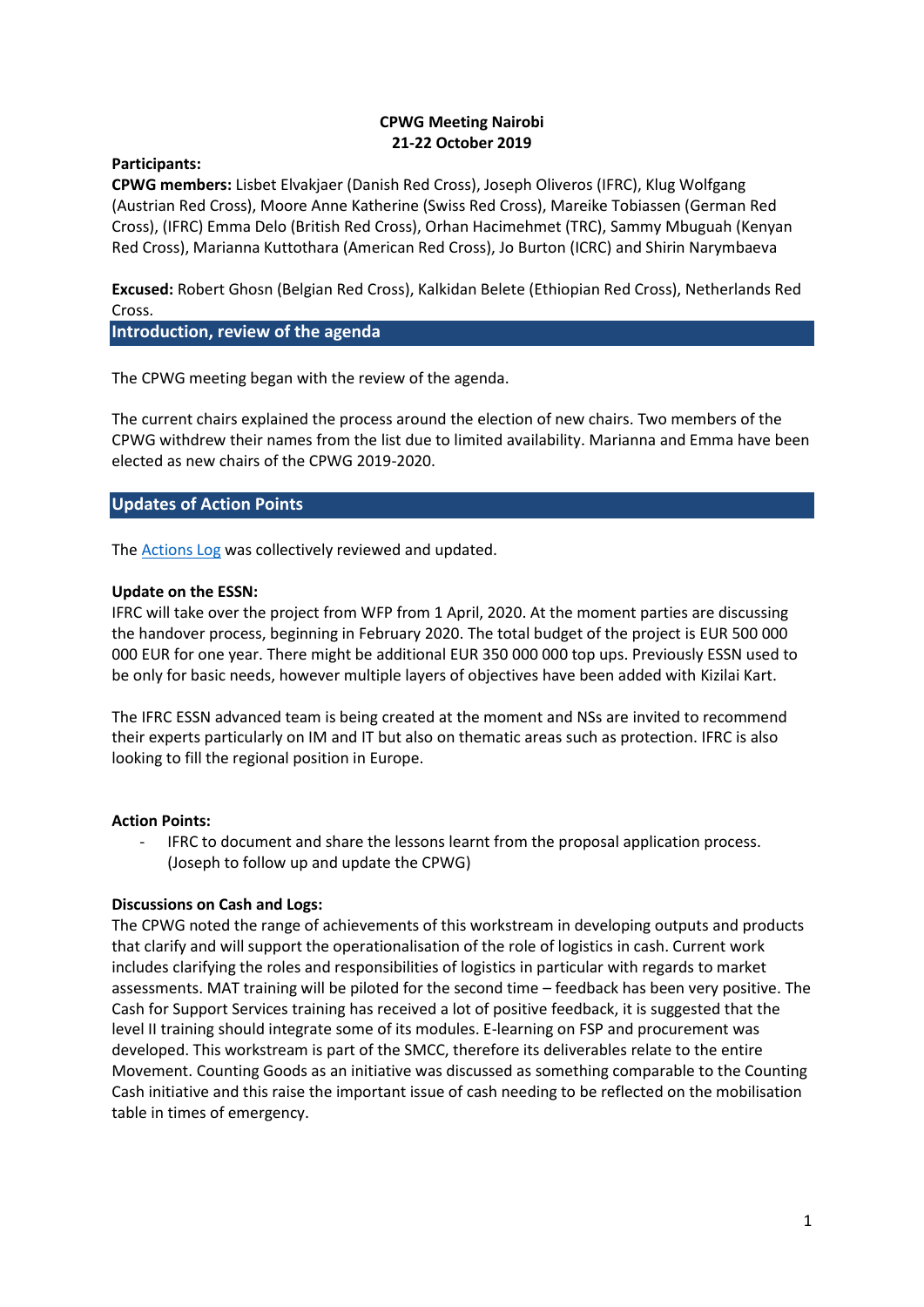**CPWG Meeting Nairobi**
**21-22 October 2019**

**Participants:**

**CPWG members:** Lisbet Elvakjaer (Danish Red Cross), Joseph Oliveros (IFRC), Klug Wolfgang (Austrian Red Cross), Moore Anne Katherine (Swiss Red Cross), Mareike Tobiassen (German Red Cross), (IFRC) Emma Delo (British Red Cross), Orhan Hacimehmet (TRC), Sammy Mbuguah (Kenyan Red Cross), Marianna Kuttothara (American Red Cross), Jo Burton (ICRC) and Shirin Narymbaeva

**Excused:** Robert Ghosn (Belgian Red Cross), Kalkidan Belete (Ethiopian Red Cross), Netherlands Red Cross.

## Introduction, review of the agenda

The CPWG meeting began with the review of the agenda.

The current chairs explained the process around the election of new chairs. Two members of the CPWG withdrew their names from the list due to limited availability. Marianna and Emma have been elected as new chairs of the CPWG 2019-2020.

## Updates of Action Points

The Actions Log was collectively reviewed and updated.

**Update on the ESSN:**

IFRC will take over the project from WFP from 1 April, 2020. At the moment parties are discussing the handover process, beginning in February 2020. The total budget of the project is EUR 500 000 000 EUR for one year. There might be additional EUR 350 000 000 top ups. Previously ESSN used to be only for basic needs, however multiple layers of objectives have been added with Kizilai Kart.

The IFRC ESSN advanced team is being created at the moment and NSs are invited to recommend their experts particularly on IM and IT but also on thematic areas such as protection. IFRC is also looking to fill the regional position in Europe.

**Action Points:**

- IFRC to document and share the lessons learnt from the proposal application process. (Joseph to follow up and update the CPWG)

**Discussions on Cash and Logs:**

The CPWG noted the range of achievements of this workstream in developing outputs and products that clarify and will support the operationalisation of the role of logistics in cash. Current work includes clarifying the roles and responsibilities of logistics in particular with regards to market assessments. MAT training will be piloted for the second time – feedback has been very positive. The Cash for Support Services training has received a lot of positive feedback, it is suggested that the level II training should integrate some of its modules. E-learning on FSP and procurement was developed. This workstream is part of the SMCC, therefore its deliverables relate to the entire Movement. Counting Goods as an initiative was discussed as something comparable to the Counting Cash initiative and this raise the important issue of cash needing to be reflected on the mobilisation table in times of emergency.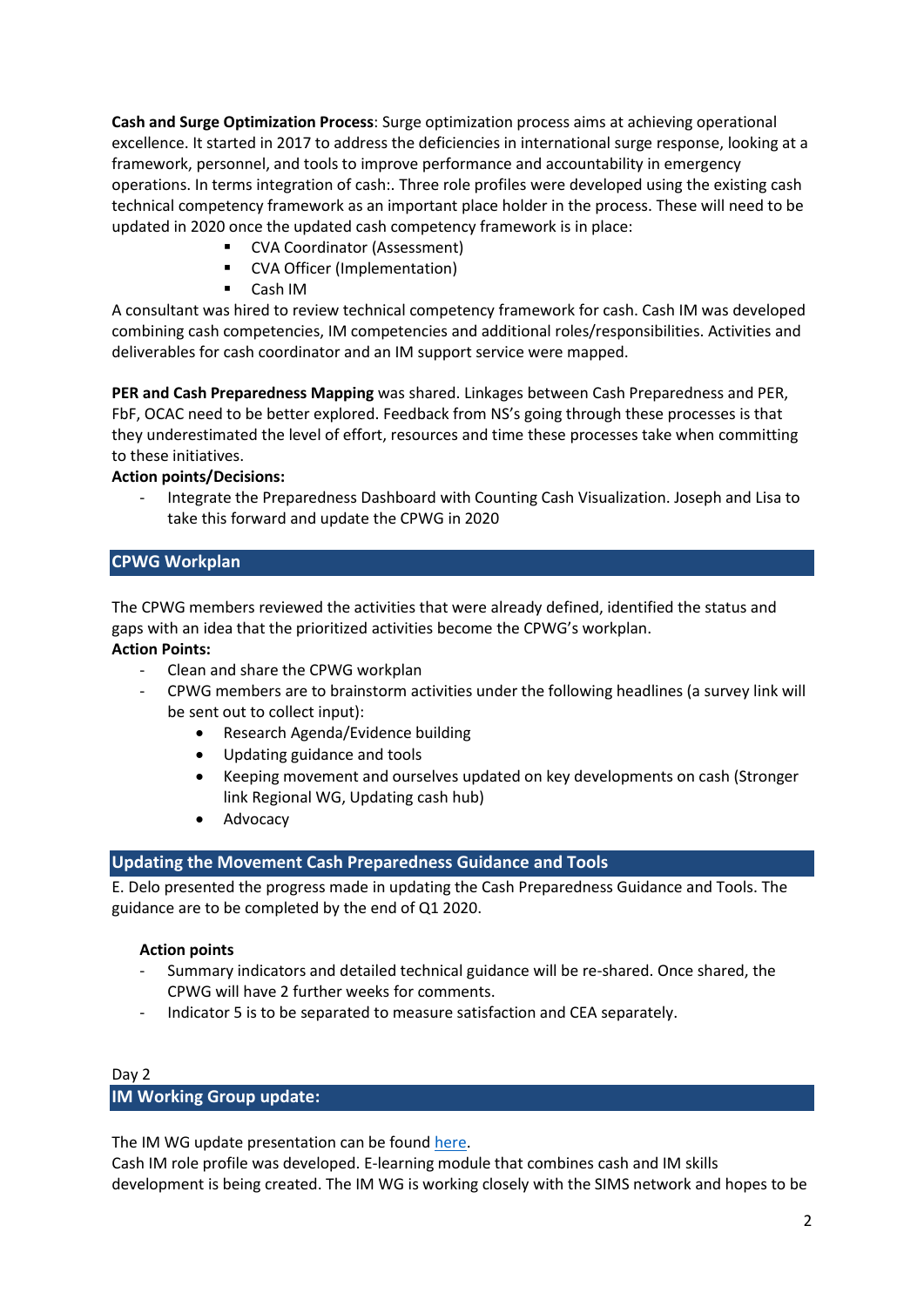**Cash and Surge Optimization Process**: Surge optimization process aims at achieving operational excellence. It started in 2017 to address the deficiencies in international surge response, looking at a framework, personnel, and tools to improve performance and accountability in emergency operations. In terms integration of cash:. Three role profiles were developed using the existing cash technical competency framework as an important place holder in the process. These will need to be updated in 2020 once the updated cash competency framework is in place:

- CVA Coordinator (Assessment)
- CVA Officer (Implementation)
- Cash IM

A consultant was hired to review technical competency framework for cash. Cash IM was developed combining cash competencies, IM competencies and additional roles/responsibilities. Activities and deliverables for cash coordinator and an IM support service were mapped.

**PER and Cash Preparedness Mapping** was shared. Linkages between Cash Preparedness and PER, FbF, OCAC need to be better explored. Feedback from NS's going through these processes is that they underestimated the level of effort, resources and time these processes take when committing to these initiatives.

**Action points/Decisions:**

- Integrate the Preparedness Dashboard with Counting Cash Visualization. Joseph and Lisa to take this forward and update the CPWG in 2020

## CPWG Workplan

The CPWG members reviewed the activities that were already defined, identified the status and gaps with an idea that the prioritized activities become the CPWG's workplan.

**Action Points:**

- Clean and share the CPWG workplan
- CPWG members are to brainstorm activities under the following headlines (a survey link will be sent out to collect input):
  - Research Agenda/Evidence building
  - Updating guidance and tools
  - Keeping movement and ourselves updated on key developments on cash (Stronger link Regional WG, Updating cash hub)
  - Advocacy

## Updating the Movement Cash Preparedness Guidance and Tools

E. Delo presented the progress made in updating the Cash Preparedness Guidance and Tools. The guidance are to be completed by the end of Q1 2020.

**Action points**

- Summary indicators and detailed technical guidance will be re-shared. Once shared, the CPWG will have 2 further weeks for comments.
- Indicator 5 is to be separated to measure satisfaction and CEA separately.

Day 2

## IM Working Group update:

The IM WG update presentation can be found [here]().

Cash IM role profile was developed. E-learning module that combines cash and IM skills development is being created. The IM WG is working closely with the SIMS network and hopes to be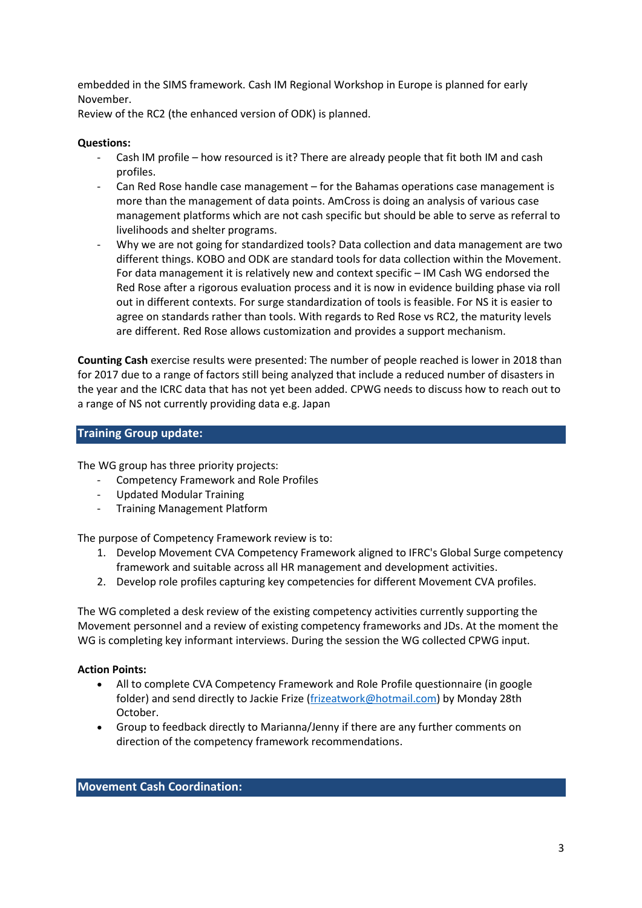embedded in the SIMS framework. Cash IM Regional Workshop in Europe is planned for early November.
Review of the RC2 (the enhanced version of ODK) is planned.

**Questions:**

- Cash IM profile – how resourced is it? There are already people that fit both IM and cash profiles.
- Can Red Rose handle case management – for the Bahamas operations case management is more than the management of data points. AmCross is doing an analysis of various case management platforms which are not cash specific but should be able to serve as referral to livelihoods and shelter programs.
- Why we are not going for standardized tools? Data collection and data management are two different things. KOBO and ODK are standard tools for data collection within the Movement. For data management it is relatively new and context specific – IM Cash WG endorsed the Red Rose after a rigorous evaluation process and it is now in evidence building phase via roll out in different contexts. For surge standardization of tools is feasible. For NS it is easier to agree on standards rather than tools. With regards to Red Rose vs RC2, the maturity levels are different. Red Rose allows customization and provides a support mechanism.

**Counting Cash** exercise results were presented: The number of people reached is lower in 2018 than for 2017 due to a range of factors still being analyzed that include a reduced number of disasters in the year and the ICRC data that has not yet been added. CPWG needs to discuss how to reach out to a range of NS not currently providing data e.g. Japan

## Training Group update:

The WG group has three priority projects:

- Competency Framework and Role Profiles
- Updated Modular Training
- Training Management Platform

The purpose of Competency Framework review is to:

1. Develop Movement CVA Competency Framework aligned to IFRC's Global Surge competency framework and suitable across all HR management and development activities.
2. Develop role profiles capturing key competencies for different Movement CVA profiles.

The WG completed a desk review of the existing competency activities currently supporting the Movement personnel and a review of existing competency frameworks and JDs. At the moment the WG is completing key informant interviews. During the session the WG collected CPWG input.

**Action Points:**

- All to complete CVA Competency Framework and Role Profile questionnaire (in google folder) and send directly to Jackie Frize (frizeatwork@hotmail.com) by Monday 28th October.
- Group to feedback directly to Marianna/Jenny if there are any further comments on direction of the competency framework recommendations.

## Movement Cash Coordination: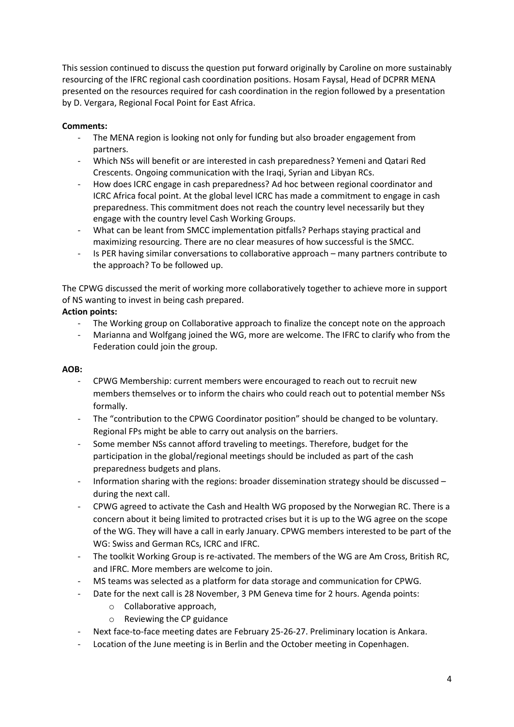This session continued to discuss the question put forward originally by Caroline on more sustainably resourcing of the IFRC regional cash coordination positions. Hosam Faysal, Head of DCPRR MENA presented on the resources required for cash coordination in the region followed by a presentation by D. Vergara, Regional Focal Point for East Africa.

**Comments:**

- The MENA region is looking not only for funding but also broader engagement from partners.
- Which NSs will benefit or are interested in cash preparedness? Yemeni and Qatari Red Crescents. Ongoing communication with the Iraqi, Syrian and Libyan RCs.
- How does ICRC engage in cash preparedness? Ad hoc between regional coordinator and ICRC Africa focal point. At the global level ICRC has made a commitment to engage in cash preparedness. This commitment does not reach the country level necessarily but they engage with the country level Cash Working Groups.
- What can be leant from SMCC implementation pitfalls? Perhaps staying practical and maximizing resourcing. There are no clear measures of how successful is the SMCC.
- Is PER having similar conversations to collaborative approach – many partners contribute to the approach? To be followed up.

The CPWG discussed the merit of working more collaboratively together to achieve more in support of NS wanting to invest in being cash prepared.

**Action points:**

- The Working group on Collaborative approach to finalize the concept note on the approach
- Marianna and Wolfgang joined the WG, more are welcome. The IFRC to clarify who from the Federation could join the group.

**AOB:**

- CPWG Membership: current members were encouraged to reach out to recruit new members themselves or to inform the chairs who could reach out to potential member NSs formally.
- The "contribution to the CPWG Coordinator position" should be changed to be voluntary. Regional FPs might be able to carry out analysis on the barriers.
- Some member NSs cannot afford traveling to meetings. Therefore, budget for the participation in the global/regional meetings should be included as part of the cash preparedness budgets and plans.
- Information sharing with the regions: broader dissemination strategy should be discussed – during the next call.
- CPWG agreed to activate the Cash and Health WG proposed by the Norwegian RC. There is a concern about it being limited to protracted crises but it is up to the WG agree on the scope of the WG. They will have a call in early January. CPWG members interested to be part of the WG: Swiss and German RCs, ICRC and IFRC.
- The toolkit Working Group is re-activated. The members of the WG are Am Cross, British RC, and IFRC. More members are welcome to join.
- MS teams was selected as a platform for data storage and communication for CPWG.
- Date for the next call is 28 November, 3 PM Geneva time for 2 hours. Agenda points:
  - Collaborative approach,
  - Reviewing the CP guidance
- Next face-to-face meeting dates are February 25-26-27. Preliminary location is Ankara.
- Location of the June meeting is in Berlin and the October meeting in Copenhagen.